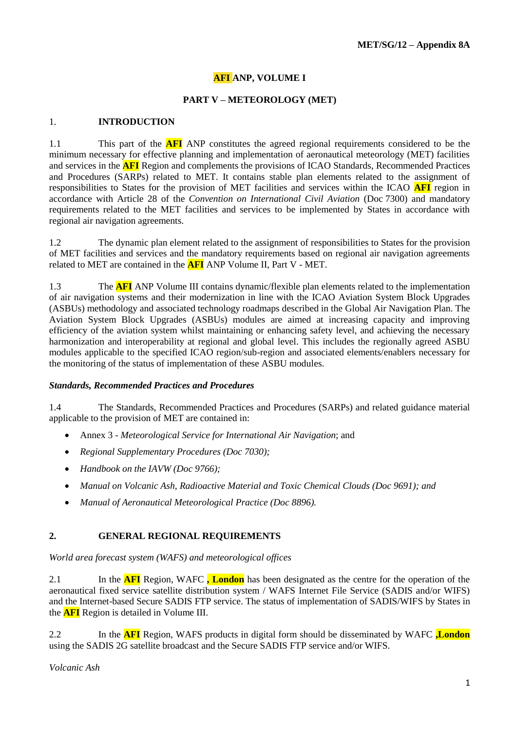**AFI ANP, VOLUME I**

**PART V – METEOROLOGY (MET)**

## 1. INTRODUCTION

1.1 This part of the **AFI** ANP constitutes the agreed regional requirements considered to be the minimum necessary for effective planning and implementation of aeronautical meteorology (MET) facilities and services in the **AFI** Region and complements the provisions of ICAO Standards, Recommended Practices and Procedures (SARPs) related to MET. It contains stable plan elements related to the assignment of responsibilities to States for the provision of MET facilities and services within the ICAO **AFI** region in accordance with Article 28 of the *Convention on International Civil Aviation* (Doc 7300) and mandatory requirements related to the MET facilities and services to be implemented by States in accordance with regional air navigation agreements.

1.2 The dynamic plan element related to the assignment of responsibilities to States for the provision of MET facilities and services and the mandatory requirements based on regional air navigation agreements related to MET are contained in the **AFI** ANP Volume II, Part V - MET.

1.3 The **AFI** ANP Volume III contains dynamic/flexible plan elements related to the implementation of air navigation systems and their modernization in line with the ICAO Aviation System Block Upgrades (ASBUs) methodology and associated technology roadmaps described in the Global Air Navigation Plan. The Aviation System Block Upgrades (ASBUs) modules are aimed at increasing capacity and improving efficiency of the aviation system whilst maintaining or enhancing safety level, and achieving the necessary harmonization and interoperability at regional and global level. This includes the regionally agreed ASBU modules applicable to the specified ICAO region/sub-region and associated elements/enablers necessary for the monitoring of the status of implementation of these ASBU modules.

***Standards, Recommended Practices and Procedures***

1.4 The Standards, Recommended Practices and Procedures (SARPs) and related guidance material applicable to the provision of MET are contained in:

- Annex 3 - *Meteorological Service for International Air Navigation*; and
- *Regional Supplementary Procedures (Doc 7030);*
- *Handbook on the IAVW (Doc 9766);*
- *Manual on Volcanic Ash, Radioactive Material and Toxic Chemical Clouds (Doc 9691); and*
- *Manual of Aeronautical Meteorological Practice (Doc 8896).*

## 2. GENERAL REGIONAL REQUIREMENTS

*World area forecast system (WAFS) and meteorological offices*

2.1 In the **AFI** Region, WAFC **, London** has been designated as the centre for the operation of the aeronautical fixed service satellite distribution system / WAFS Internet File Service (SADIS and/or WIFS) and the Internet-based Secure SADIS FTP service. The status of implementation of SADIS/WIFS by States in the **AFI** Region is detailed in Volume III.

2.2 In the **AFI** Region, WAFS products in digital form should be disseminated by WAFC **,London** using the SADIS 2G satellite broadcast and the Secure SADIS FTP service and/or WIFS.

*Volcanic Ash*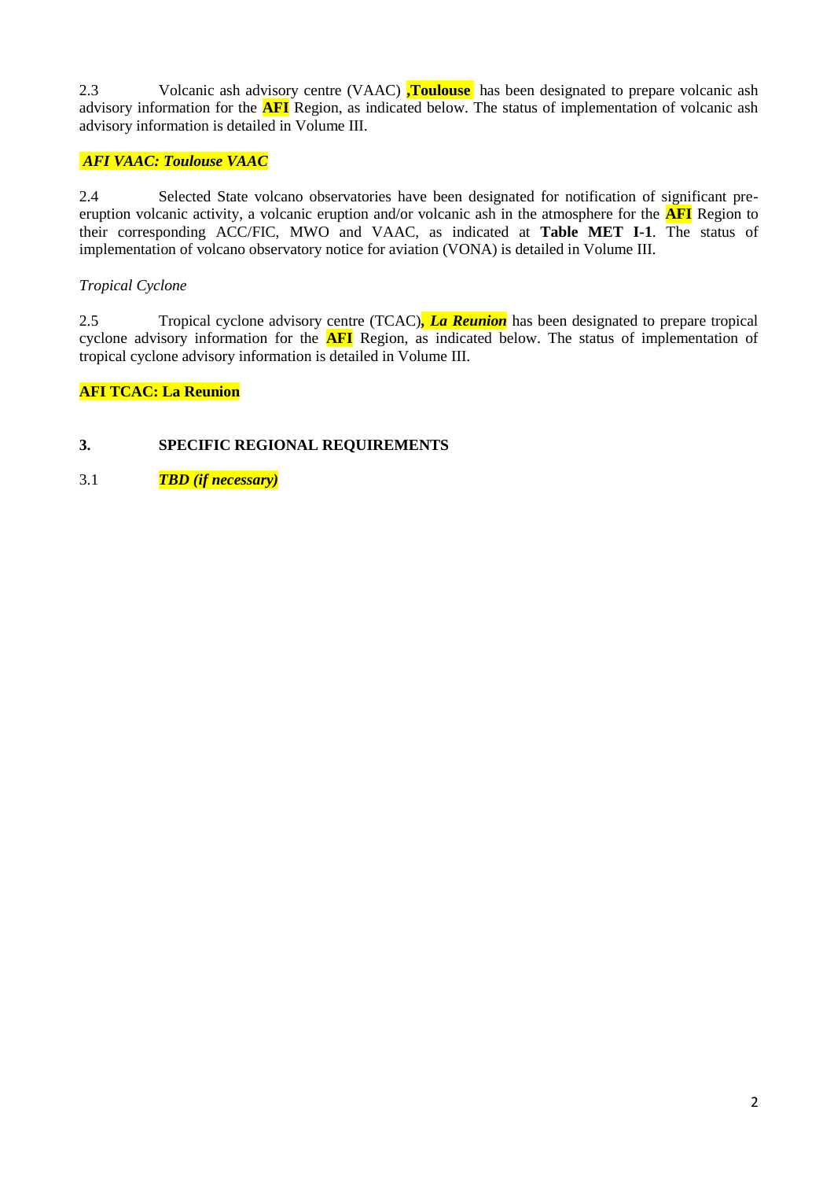2.3 Volcanic ash advisory centre (VAAC) **,Toulouse** has been designated to prepare volcanic ash advisory information for the **AFI** Region, as indicated below. The status of implementation of volcanic ash advisory information is detailed in Volume III.

***AFI VAAC: Toulouse VAAC***

2.4 Selected State volcano observatories have been designated for notification of significant pre-eruption volcanic activity, a volcanic eruption and/or volcanic ash in the atmosphere for the **AFI** Region to their corresponding ACC/FIC, MWO and VAAC, as indicated at **Table MET I-1**. The status of implementation of volcano observatory notice for aviation (VONA) is detailed in Volume III.

*Tropical Cyclone*

2.5 Tropical cyclone advisory centre (TCAC)***, La Reunion*** has been designated to prepare tropical cyclone advisory information for the **AFI** Region, as indicated below. The status of implementation of tropical cyclone advisory information is detailed in Volume III.

**AFI TCAC: La Reunion**

## 3. SPECIFIC REGIONAL REQUIREMENTS

3.1 ***TBD (if necessary)***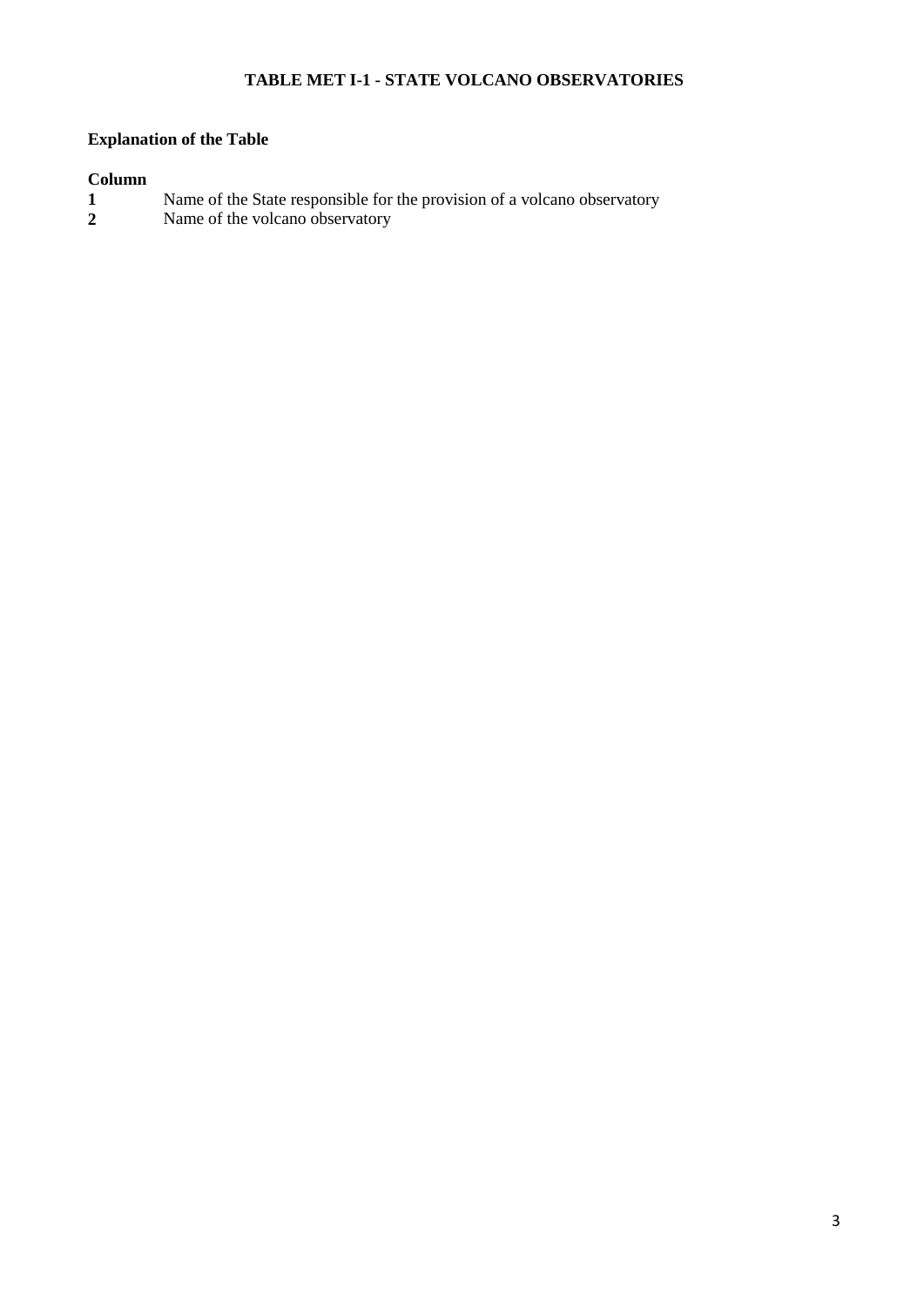**TABLE MET I-1 - STATE VOLCANO OBSERVATORIES**

**Explanation of the Table**

**Column**

**1** Name of the State responsible for the provision of a volcano observatory

**2** Name of the volcano observatory